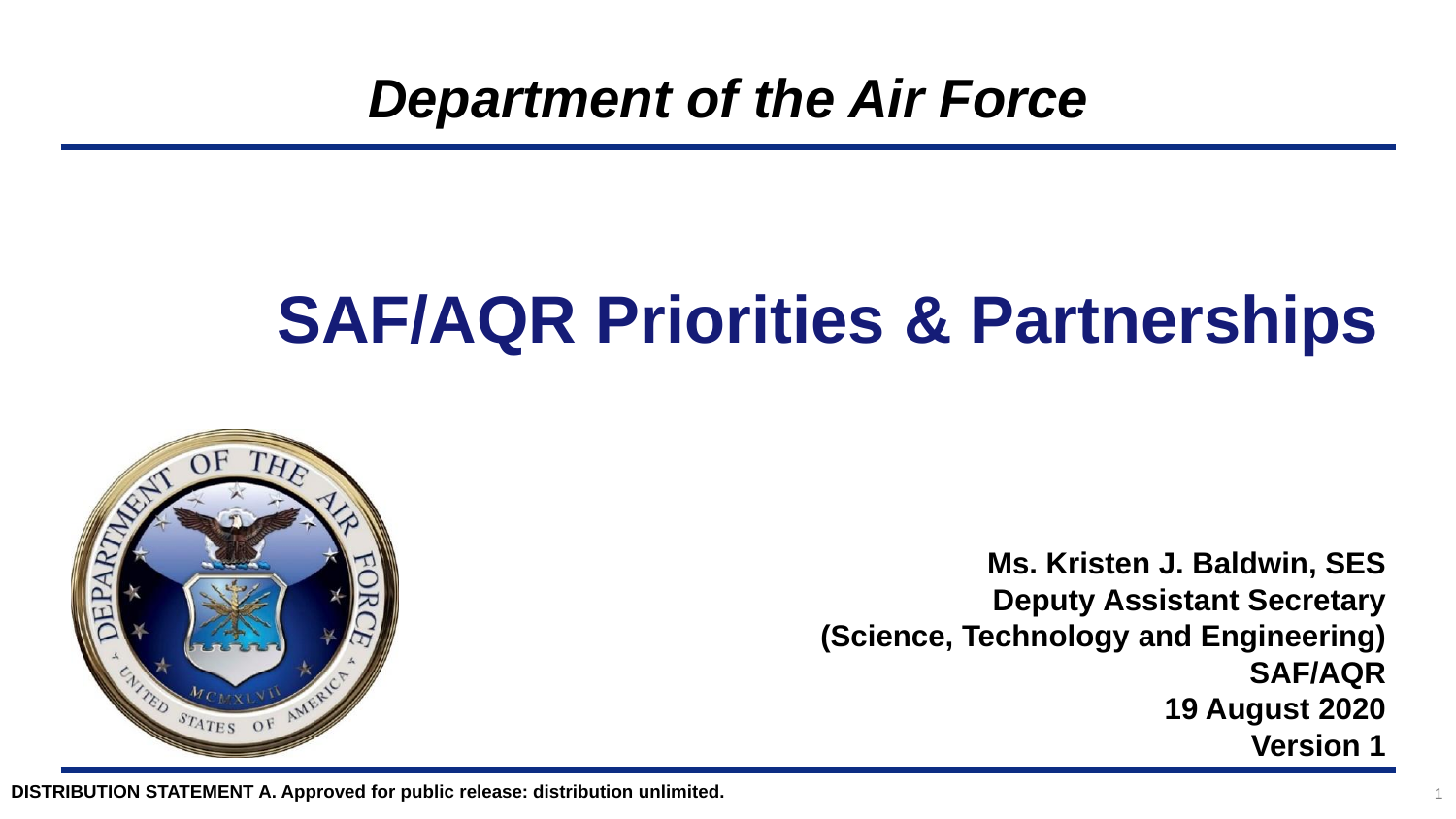*Department of the Air Force*

# SAF/AQR Priorities & Partnerships

**Ms. Kristen J. Baldwin, SES**
**Deputy Assistant Secretary**
**(Science, Technology and Engineering)**
**SAF/AQR**
**19 August 2020**
**Version 1**

**DISTRIBUTION STATEMENT A. Approved for public release: distribution unlimited.**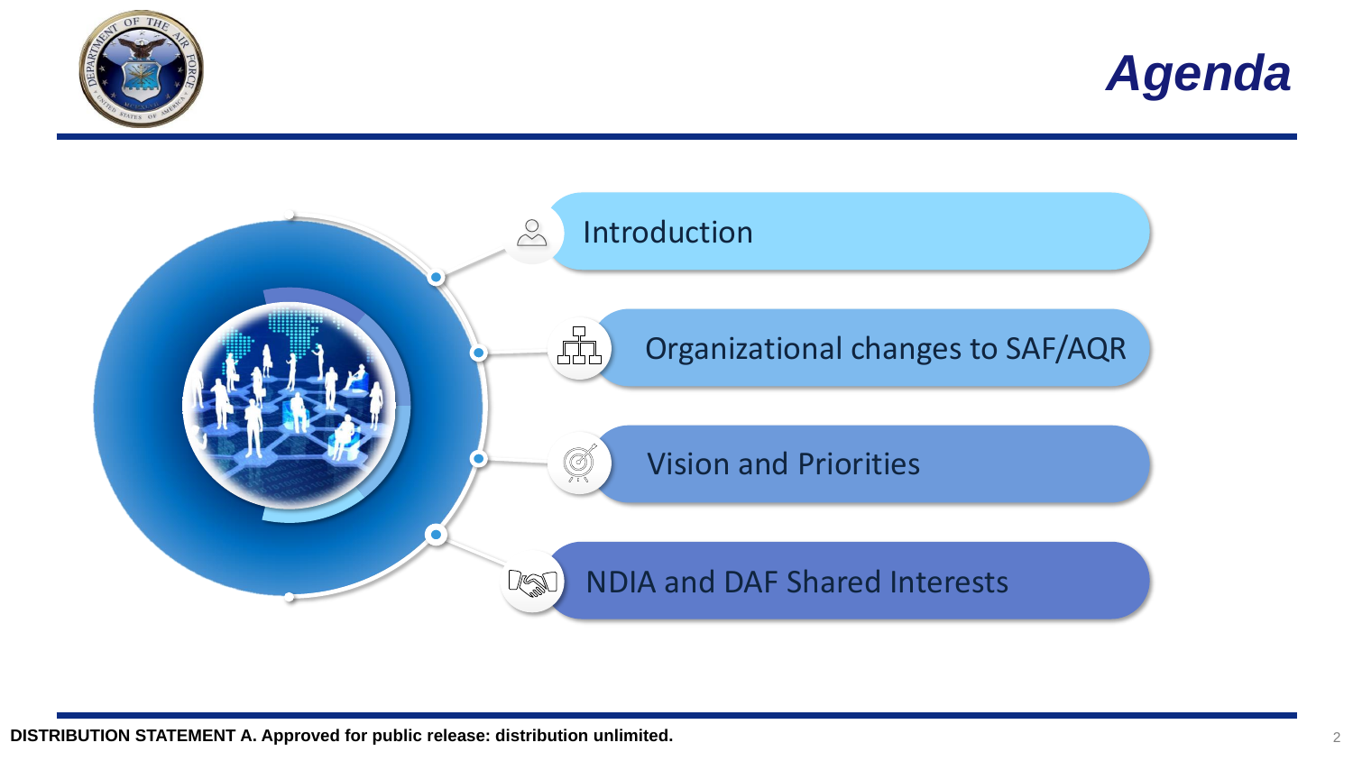# Agenda

- Introduction
- Organizational changes to SAF/AQR
- Vision and Priorities
- NDIA and DAF Shared Interests

**DISTRIBUTION STATEMENT A. Approved for public release: distribution unlimited.**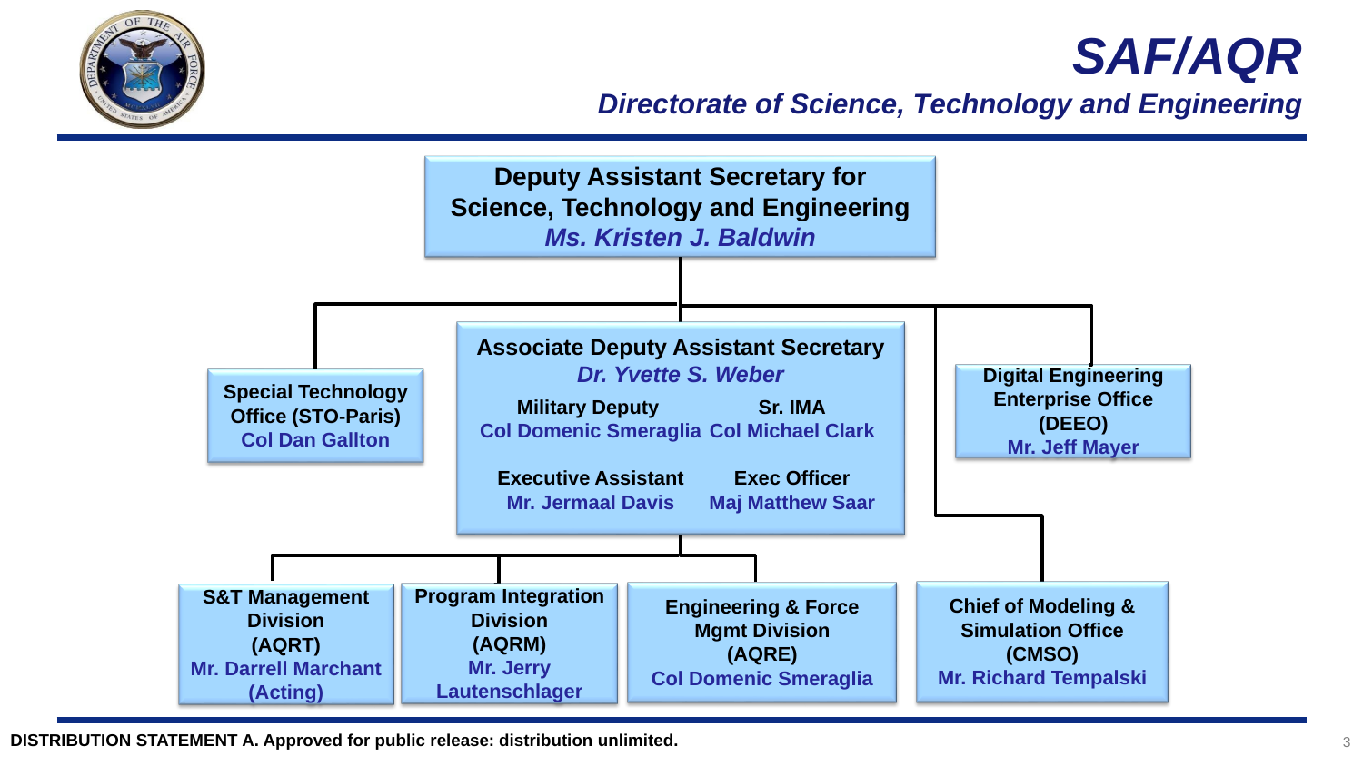# SAF/AQR

## *Directorate of Science, Technology and Engineering*

**Deputy Assistant Secretary for Science, Technology and Engineering**
*Ms. Kristen J. Baldwin*

**Associate Deputy Assistant Secretary**
*Dr. Yvette S. Weber*

- **Military Deputy** — Col Domenic Smeraglia
- **Sr. IMA** — Col Michael Clark
- **Executive Assistant** — Mr. Jermaal Davis
- **Exec Officer** — Maj Matthew Saar

**Special Technology Office (STO-Paris)**
Col Dan Gallton

**Digital Engineering Enterprise Office (DEEO)**
Mr. Jeff Mayer

**S&T Management Division (AQRT)**
Mr. Darrell Marchant (Acting)

**Program Integration Division (AQRM)**
Mr. Jerry Lautenschlager

**Engineering & Force Mgmt Division (AQRE)**
Col Domenic Smeraglia

**Chief of Modeling & Simulation Office (CMSO)**
Mr. Richard Tempalski

**DISTRIBUTION STATEMENT A. Approved for public release: distribution unlimited.**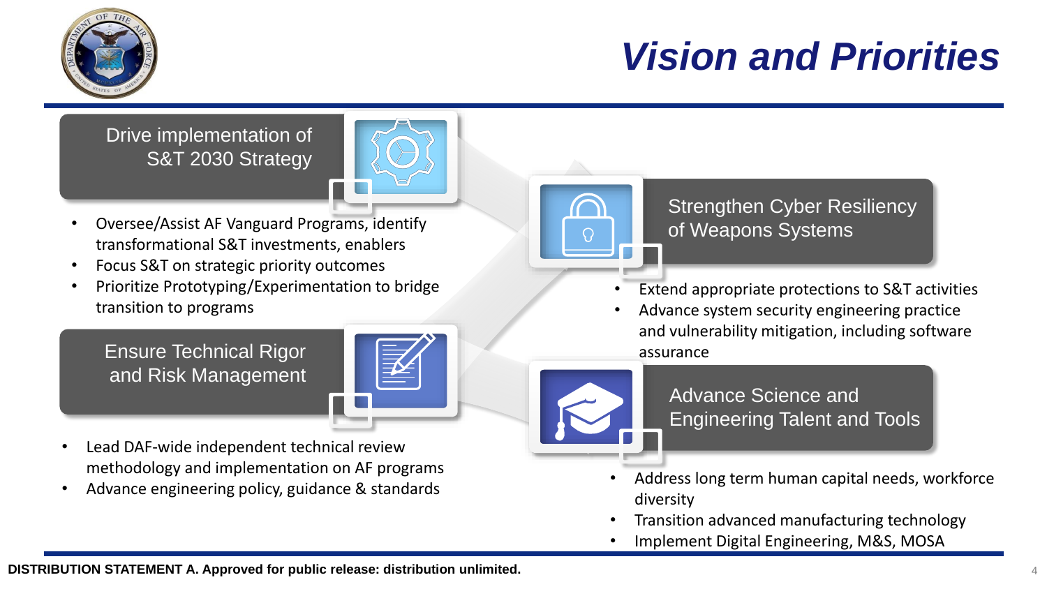# Vision and Priorities

## Drive implementation of S&T 2030 Strategy

- Oversee/Assist AF Vanguard Programs, identify transformational S&T investments, enablers
- Focus S&T on strategic priority outcomes
- Prioritize Prototyping/Experimentation to bridge transition to programs

## Ensure Technical Rigor and Risk Management

- Lead DAF-wide independent technical review methodology and implementation on AF programs
- Advance engineering policy, guidance & standards

## Strengthen Cyber Resiliency of Weapons Systems

- Extend appropriate protections to S&T activities
- Advance system security engineering practice and vulnerability mitigation, including software assurance

## Advance Science and Engineering Talent and Tools

- Address long term human capital needs, workforce diversity
- Transition advanced manufacturing technology
- Implement Digital Engineering, M&S, MOSA

**DISTRIBUTION STATEMENT A. Approved for public release: distribution unlimited.**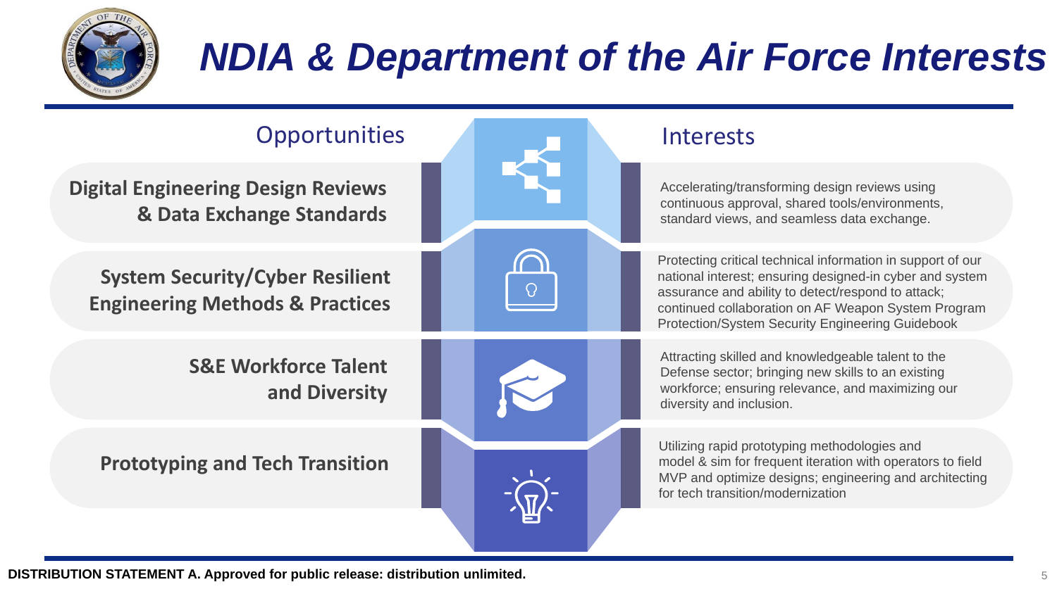# NDIA & Department of the Air Force Interests

| Opportunities | Interests |
| --- | --- |
| **Digital Engineering Design Reviews & Data Exchange Standards** | Accelerating/transforming design reviews using continuous approval, shared tools/environments, standard views, and seamless data exchange. |
| **System Security/Cyber Resilient Engineering Methods & Practices** | Protecting critical technical information in support of our national interest; ensuring designed-in cyber and system assurance and ability to detect/respond to attack; continued collaboration on AF Weapon System Program Protection/System Security Engineering Guidebook |
| **S&E Workforce Talent and Diversity** | Attracting skilled and knowledgeable talent to the Defense sector; bringing new skills to an existing workforce; ensuring relevance, and maximizing our diversity and inclusion. |
| **Prototyping and Tech Transition** | Utilizing rapid prototyping methodologies and model & sim for frequent iteration with operators to field MVP and optimize designs; engineering and architecting for tech transition/modernization |

**DISTRIBUTION STATEMENT A. Approved for public release: distribution unlimited.**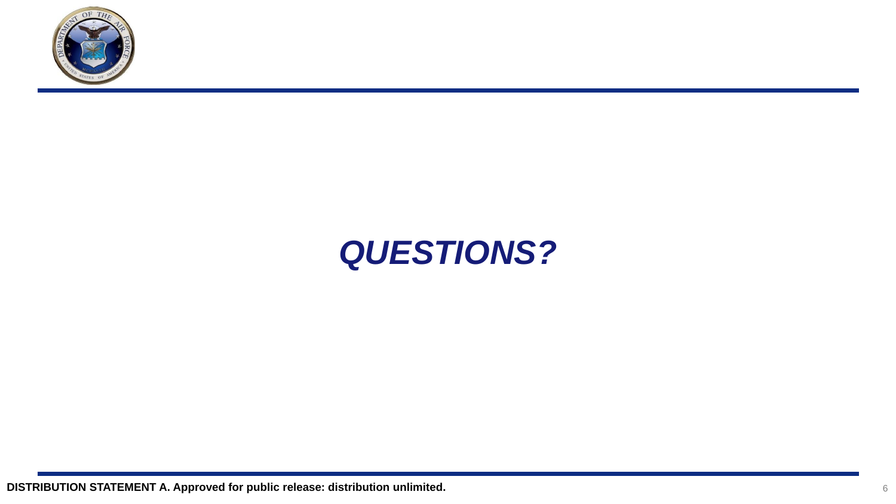# ***QUESTIONS?***

**DISTRIBUTION STATEMENT A. Approved for public release: distribution unlimited.**